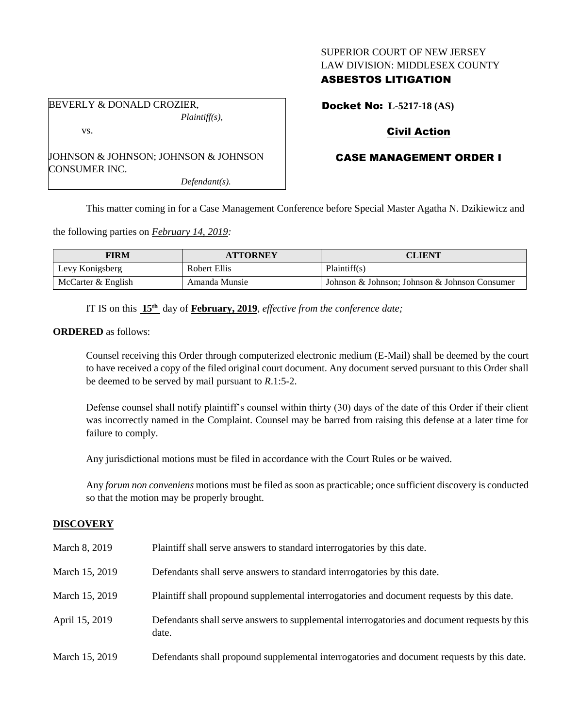SUPERIOR COURT OF NEW JERSEY
LAW DIVISION: MIDDLESEX COUNTY
**ASBESTOS LITIGATION**

BEVERLY & DONALD CROZIER,
*Plaintiff(s),*

vs.

JOHNSON & JOHNSON; JOHNSON & JOHNSON CONSUMER INC.
*Defendant(s).*

**Docket No: L-5217-18 (AS)**

**Civil Action**

**CASE MANAGEMENT ORDER I**

This matter coming in for a Case Management Conference before Special Master Agatha N. Dzikiewicz and the following parties on *February 14, 2019:*

| FIRM | ATTORNEY | CLIENT |
| --- | --- | --- |
| Levy Konigsberg | Robert Ellis | Plaintiff(s) |
| McCarter & English | Amanda Munsie | Johnson & Johnson; Johnson & Johnson Consumer |

IT IS on this **15th** day of **February, 2019**, *effective from the conference date;*

**ORDERED** as follows:

Counsel receiving this Order through computerized electronic medium (E-Mail) shall be deemed by the court to have received a copy of the filed original court document. Any document served pursuant to this Order shall be deemed to be served by mail pursuant to *R*.1:5-2.

Defense counsel shall notify plaintiff's counsel within thirty (30) days of the date of this Order if their client was incorrectly named in the Complaint. Counsel may be barred from raising this defense at a later time for failure to comply.

Any jurisdictional motions must be filed in accordance with the Court Rules or be waived.

Any *forum non conveniens* motions must be filed as soon as practicable; once sufficient discovery is conducted so that the motion may be properly brought.

**DISCOVERY**

March 8, 2019 — Plaintiff shall serve answers to standard interrogatories by this date.

March 15, 2019 — Defendants shall serve answers to standard interrogatories by this date.

March 15, 2019 — Plaintiff shall propound supplemental interrogatories and document requests by this date.

April 15, 2019 — Defendants shall serve answers to supplemental interrogatories and document requests by this date.

March 15, 2019 — Defendants shall propound supplemental interrogatories and document requests by this date.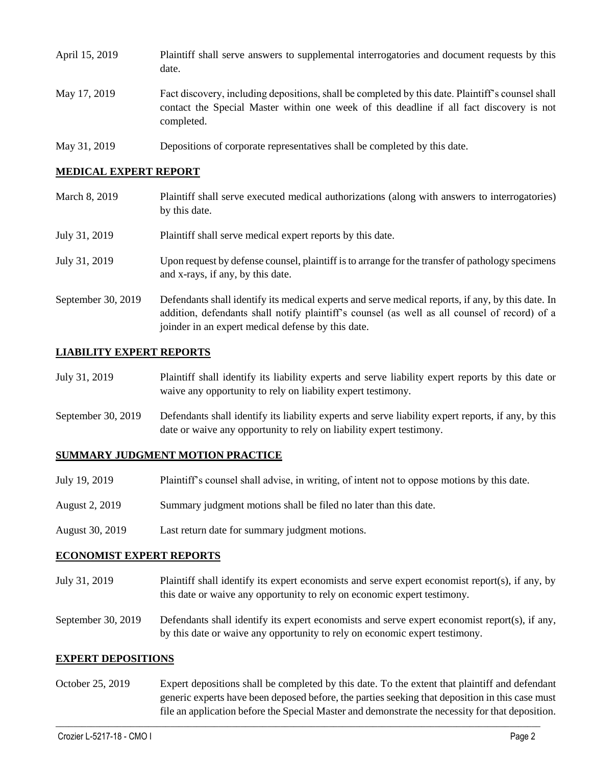| | |
|---|---|
| April 15, 2019 | Plaintiff shall serve answers to supplemental interrogatories and document requests by this date. |
| May 17, 2019 | Fact discovery, including depositions, shall be completed by this date. Plaintiff's counsel shall contact the Special Master within one week of this deadline if all fact discovery is not completed. |
| May 31, 2019 | Depositions of corporate representatives shall be completed by this date. |

## MEDICAL EXPERT REPORT

| | |
|---|---|
| March 8, 2019 | Plaintiff shall serve executed medical authorizations (along with answers to interrogatories) by this date. |
| July 31, 2019 | Plaintiff shall serve medical expert reports by this date. |
| July 31, 2019 | Upon request by defense counsel, plaintiff is to arrange for the transfer of pathology specimens and x-rays, if any, by this date. |
| September 30, 2019 | Defendants shall identify its medical experts and serve medical reports, if any, by this date. In addition, defendants shall notify plaintiff's counsel (as well as all counsel of record) of a joinder in an expert medical defense by this date. |

## LIABILITY EXPERT REPORTS

| | |
|---|---|
| July 31, 2019 | Plaintiff shall identify its liability experts and serve liability expert reports by this date or waive any opportunity to rely on liability expert testimony. |
| September 30, 2019 | Defendants shall identify its liability experts and serve liability expert reports, if any, by this date or waive any opportunity to rely on liability expert testimony. |

## SUMMARY JUDGMENT MOTION PRACTICE

| | |
|---|---|
| July 19, 2019 | Plaintiff's counsel shall advise, in writing, of intent not to oppose motions by this date. |
| August 2, 2019 | Summary judgment motions shall be filed no later than this date. |
| August 30, 2019 | Last return date for summary judgment motions. |

## ECONOMIST EXPERT REPORTS

| | |
|---|---|
| July 31, 2019 | Plaintiff shall identify its expert economists and serve expert economist report(s), if any, by this date or waive any opportunity to rely on economic expert testimony. |
| September 30, 2019 | Defendants shall identify its expert economists and serve expert economist report(s), if any, by this date or waive any opportunity to rely on economic expert testimony. |

## EXPERT DEPOSITIONS

| | |
|---|---|
| October 25, 2019 | Expert depositions shall be completed by this date. To the extent that plaintiff and defendant generic experts have been deposed before, the parties seeking that deposition in this case must file an application before the Special Master and demonstrate the necessity for that deposition. |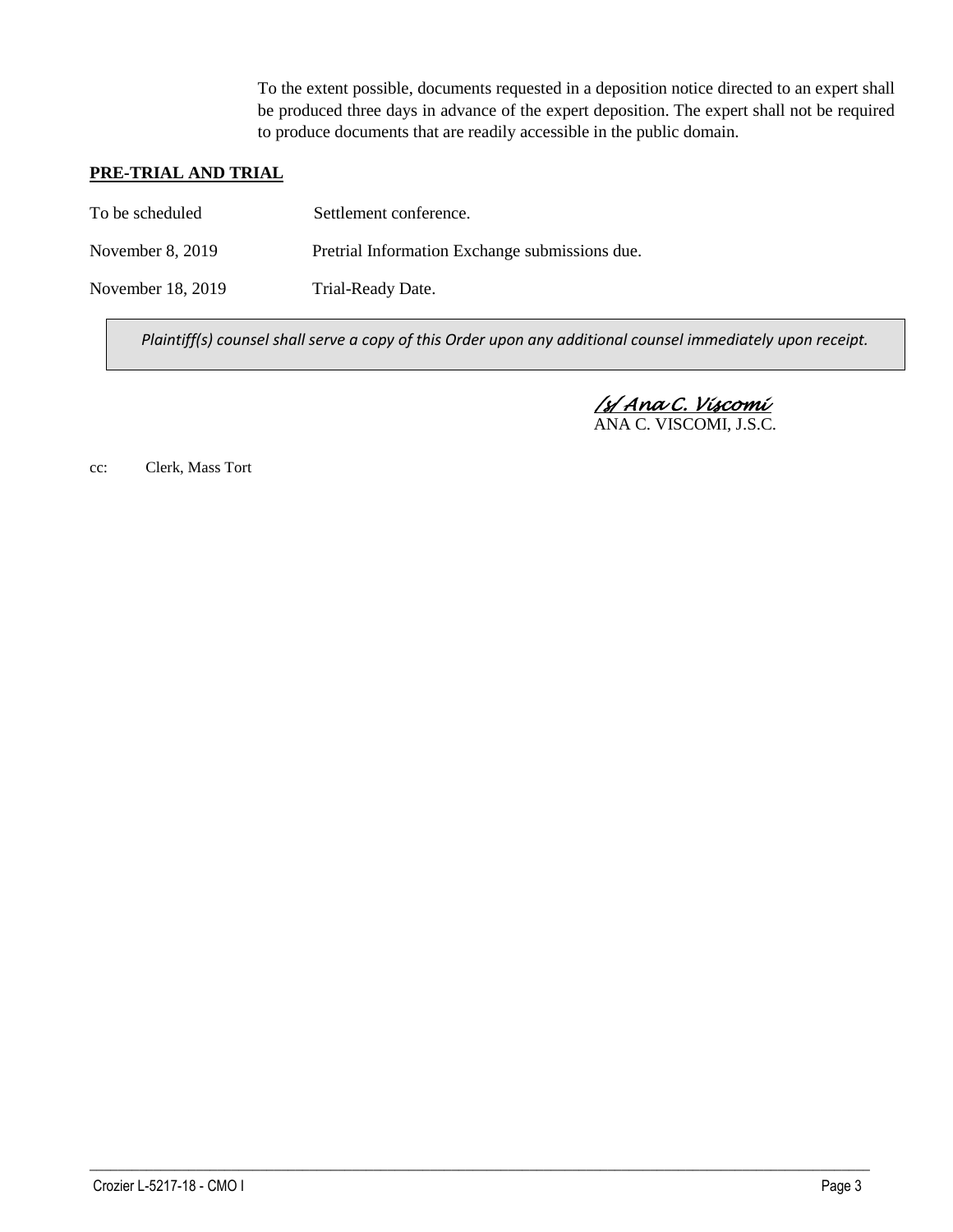To the extent possible, documents requested in a deposition notice directed to an expert shall be produced three days in advance of the expert deposition. The expert shall not be required to produce documents that are readily accessible in the public domain.

**PRE-TRIAL AND TRIAL**

| | |
|---|---|
| To be scheduled | Settlement conference. |
| November 8, 2019 | Pretrial Information Exchange submissions due. |
| November 18, 2019 | Trial-Ready Date. |

*Plaintiff(s) counsel shall serve a copy of this Order upon any additional counsel immediately upon receipt.*

/s/ Ana C. Viscomi
ANA C. VISCOMI, J.S.C.

cc: Clerk, Mass Tort